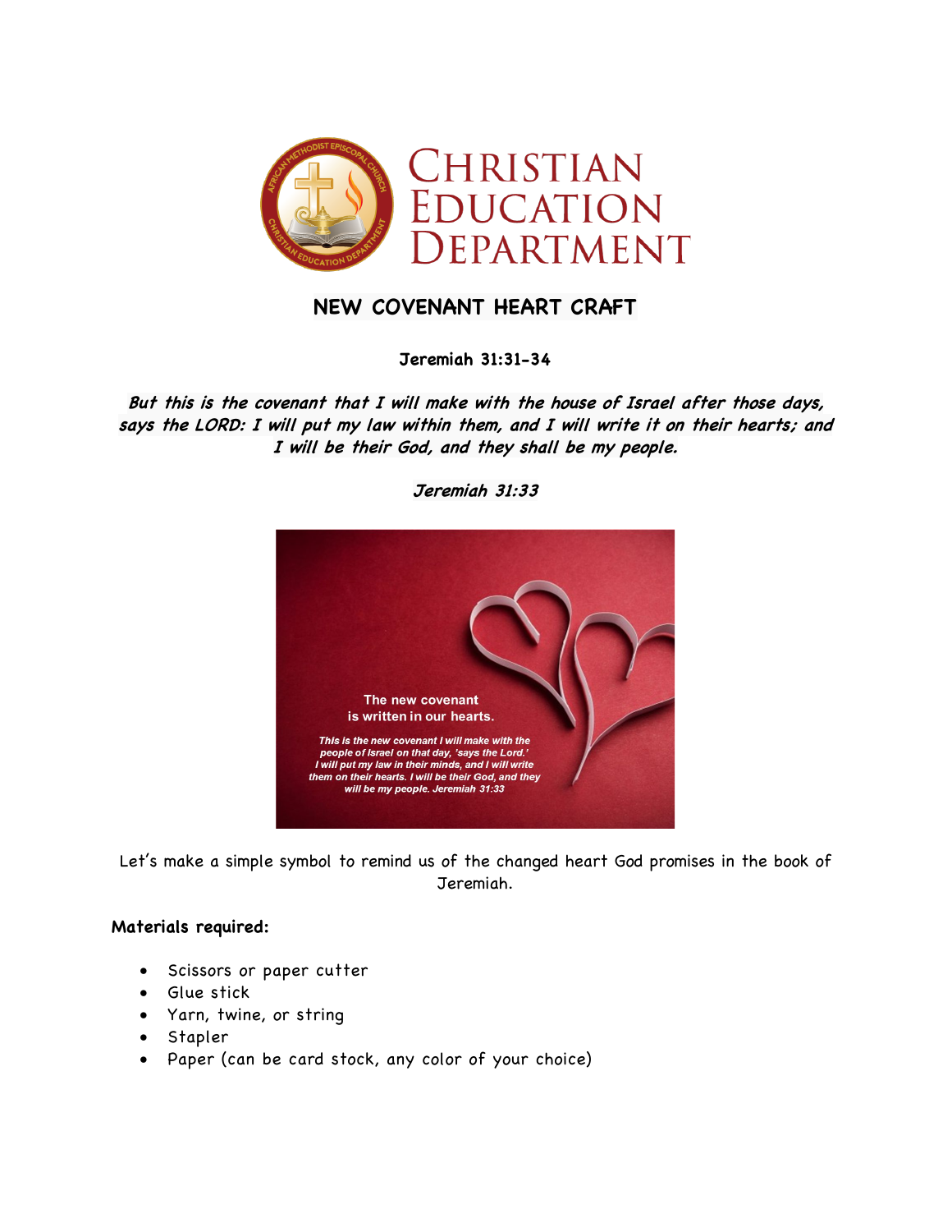# NEW COVENANT HEART CRAFT

**Jeremiah 31:31-34**

***But this is the covenant that I will make with the house of Israel after those days, says the LORD: I will put my law within them, and I will write it on their hearts; and I will be their God, and they shall be my people.***

***Jeremiah 31:33***

Let's make a simple symbol to remind us of the changed heart God promises in the book of Jeremiah.

**Materials required:**

- Scissors or paper cutter
- Glue stick
- Yarn, twine, or string
- Stapler
- Paper (can be card stock, any color of your choice)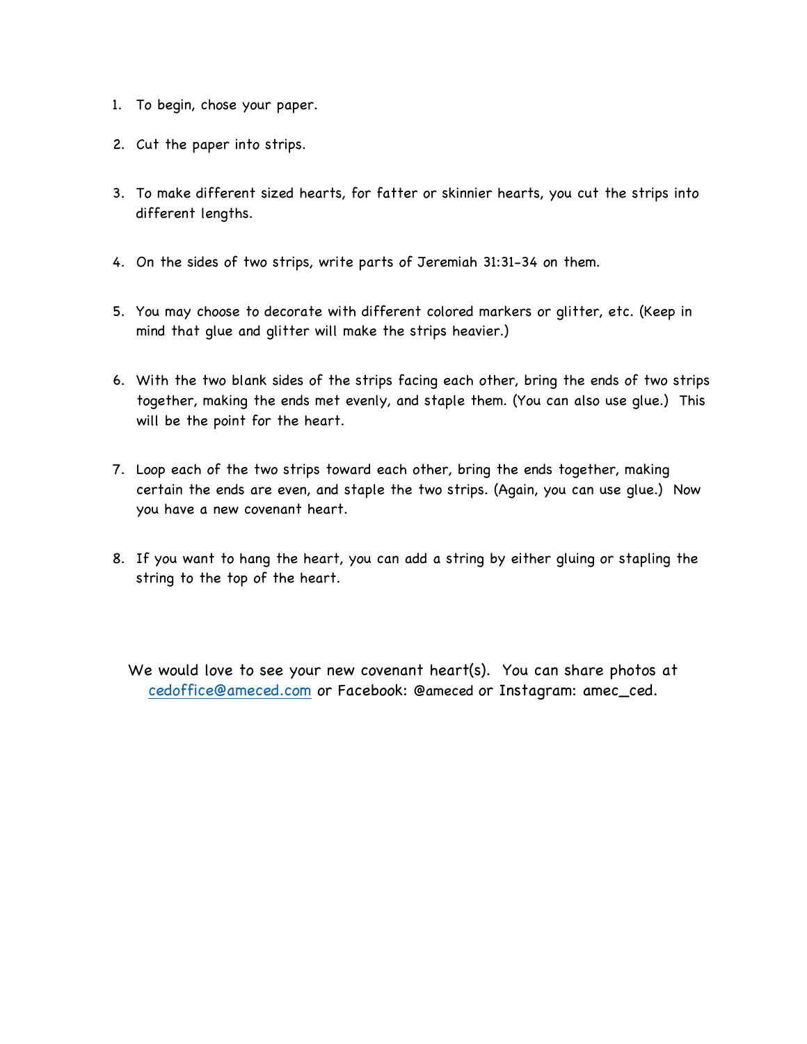1. To begin, chose your paper.
2. Cut the paper into strips.
3. To make different sized hearts, for fatter or skinnier hearts, you cut the strips into different lengths.
4. On the sides of two strips, write parts of Jeremiah 31:31-34 on them.
5. You may choose to decorate with different colored markers or glitter, etc. (Keep in mind that glue and glitter will make the strips heavier.)
6. With the two blank sides of the strips facing each other, bring the ends of two strips together, making the ends met evenly, and staple them. (You can also use glue.) This will be the point for the heart.
7. Loop each of the two strips toward each other, bring the ends together, making certain the ends are even, and staple the two strips. (Again, you can use glue.) Now you have a new covenant heart.
8. If you want to hang the heart, you can add a string by either gluing or stapling the string to the top of the heart.

We would love to see your new covenant heart(s). You can share photos at cedoffice@ameced.com or Facebook: @ameced or Instagram: amec_ced.